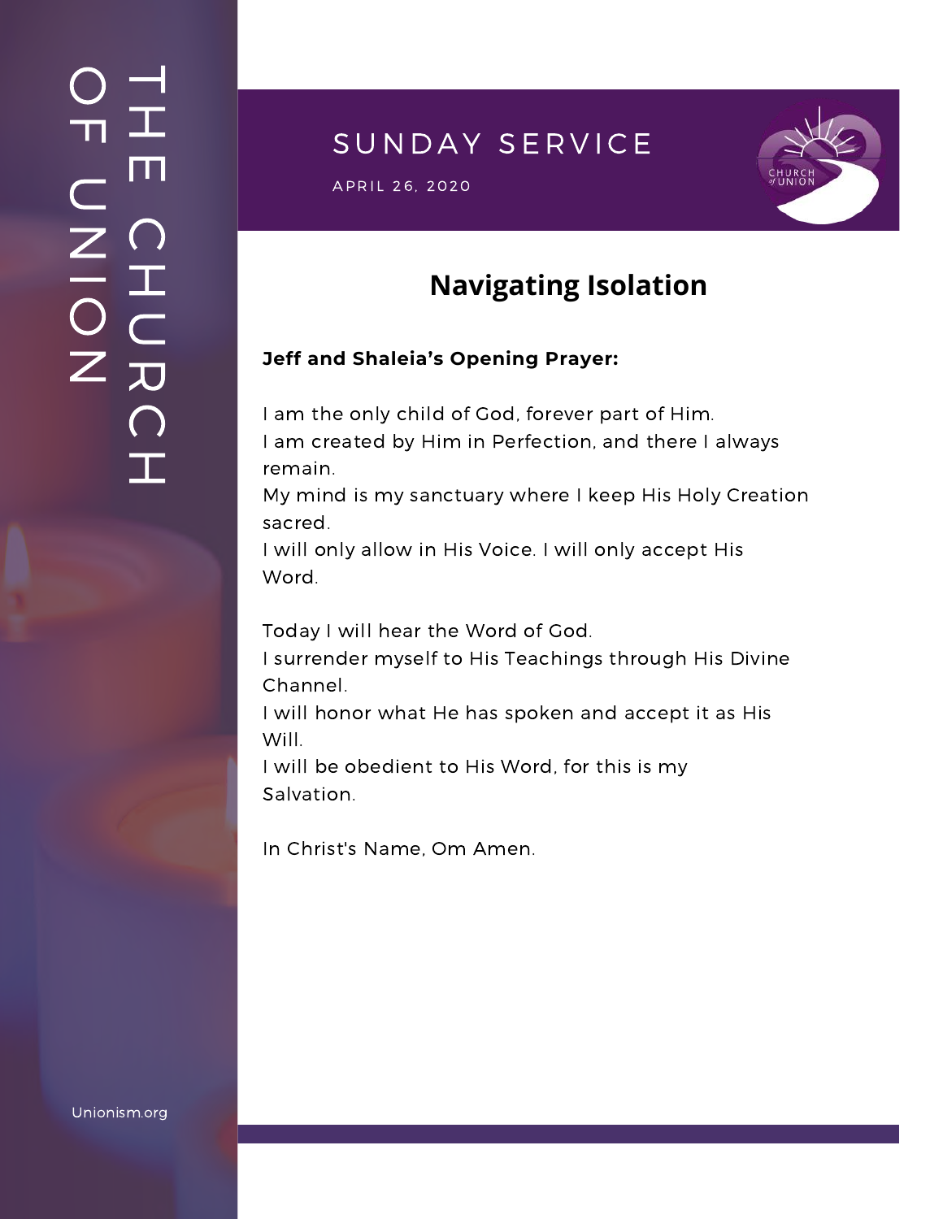# THE CHURCH OF UNION

## SUNDAY SERVICE

APRIL 26, 2020

## Navigating Isolation

**Jeff and Shaleia's Opening Prayer:**

I am the only child of God, forever part of Him.
I am created by Him in Perfection, and there I always remain.
My mind is my sanctuary where I keep His Holy Creation sacred.
I will only allow in His Voice. I will only accept His Word.

Today I will hear the Word of God.
I surrender myself to His Teachings through His Divine Channel.
I will honor what He has spoken and accept it as His Will.
I will be obedient to His Word, for this is my Salvation.

In Christ's Name, Om Amen.

Unionism.org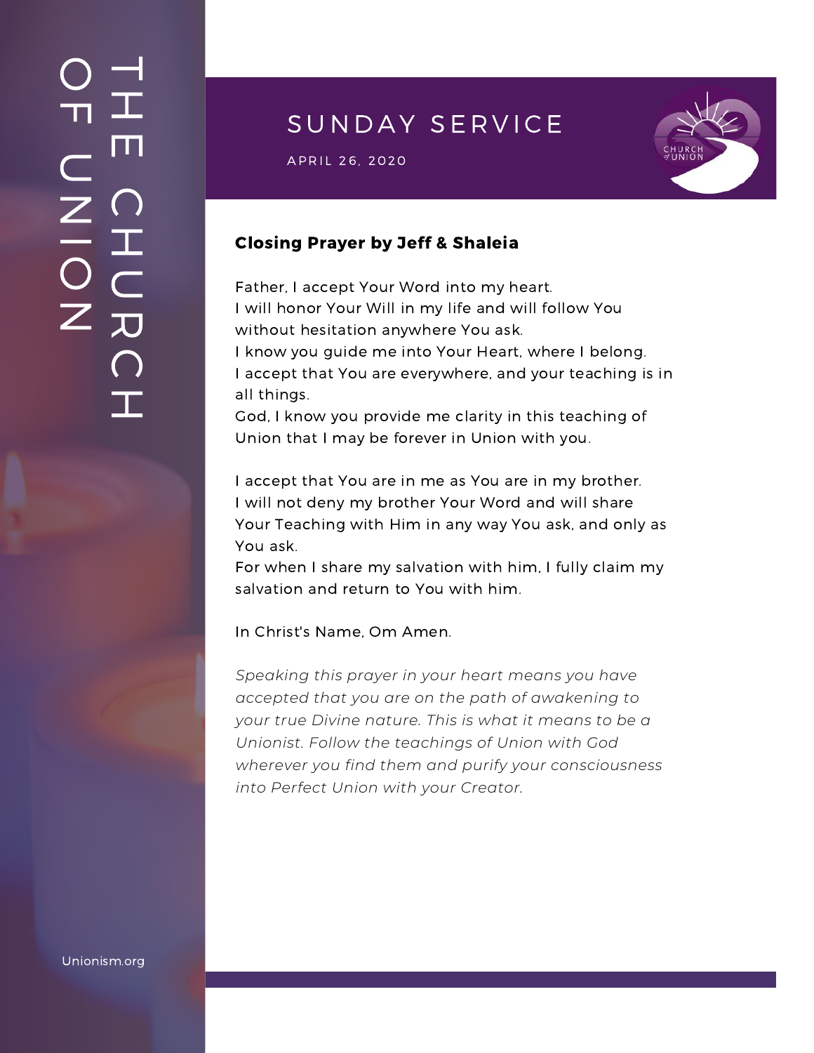# SUNDAY SERVICE

APRIL 26, 2020

**Closing Prayer by Jeff & Shaleia**

Father, I accept Your Word into my heart.
I will honor Your Will in my life and will follow You without hesitation anywhere You ask.
I know you guide me into Your Heart, where I belong.
I accept that You are everywhere, and your teaching is in all things.
God, I know you provide me clarity in this teaching of Union that I may be forever in Union with you.

I accept that You are in me as You are in my brother.
I will not deny my brother Your Word and will share Your Teaching with Him in any way You ask, and only as You ask.
For when I share my salvation with him, I fully claim my salvation and return to You with him.

In Christ's Name, Om Amen.

*Speaking this prayer in your heart means you have accepted that you are on the path of awakening to your true Divine nature. This is what it means to be a Unionist. Follow the teachings of Union with God wherever you find them and purify your consciousness into Perfect Union with your Creator.*